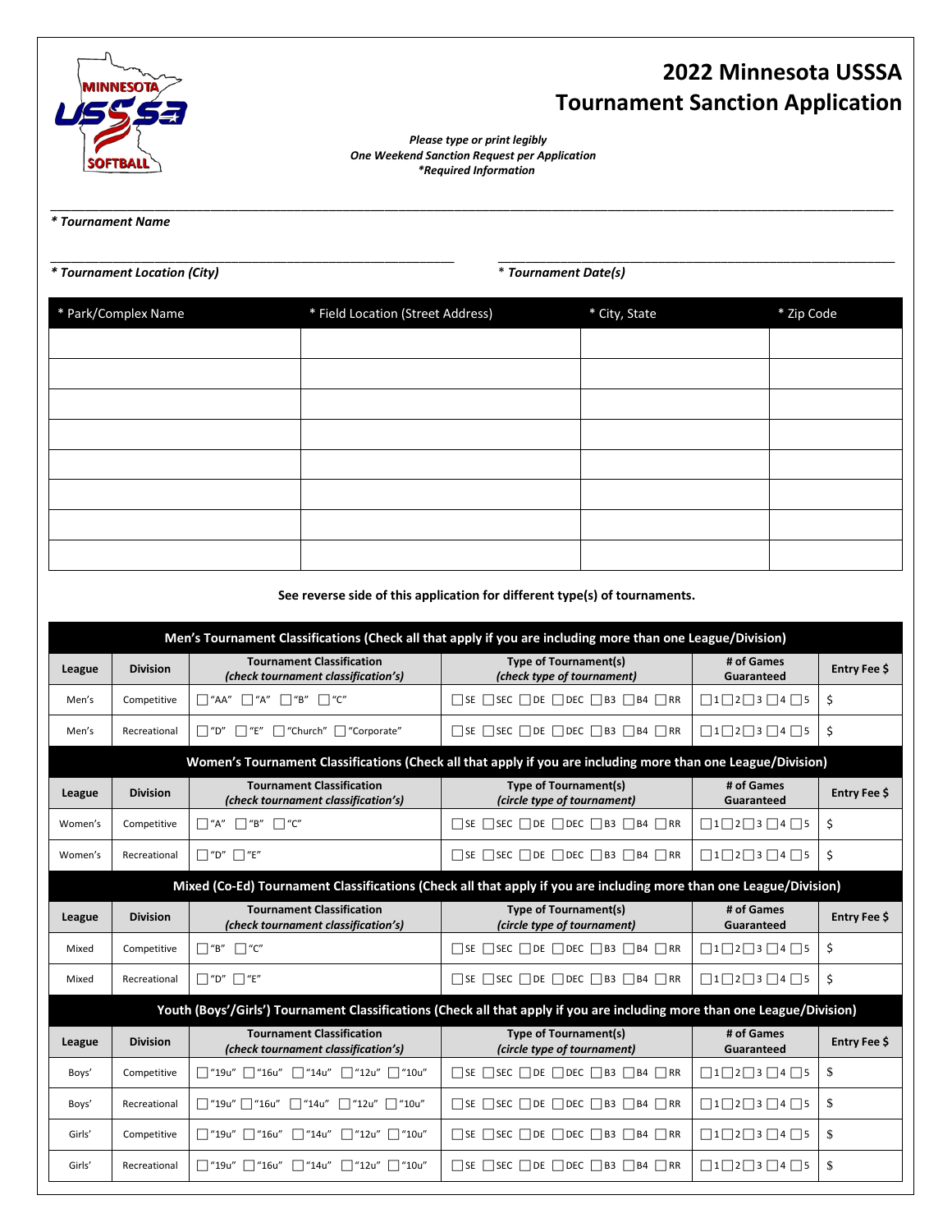# 2022 Minnesota USSSA
# Tournament Sanction Application

*Please type or print legibly*
*One Weekend Sanction Request per Application*
*\*Required Information*

_______________________________________________
***\* Tournament Name***

_______________________________ _______________________________
***\* Tournament Location (City)*** ***\* Tournament Date(s)***

| * Park/Complex Name | * Field Location (Street Address) | * City, State | * Zip Code |
|---|---|---|---|
| | | | |
| | | | |
| | | | |
| | | | |
| | | | |
| | | | |
| | | | |
| | | | |

**See reverse side of this application for different type(s) of tournaments.**

**Men's Tournament Classifications (Check all that apply if you are including more than one League/Division)**

| League | Division | Tournament Classification (check tournament classification's) | Type of Tournament(s) (check type of tournament) | # of Games Guaranteed | Entry Fee $ |
|---|---|---|---|---|---|
| Men's | Competitive | ☐"AA" ☐"A" ☐"B" ☐"C" | ☐SE ☐SEC ☐DE ☐DEC ☐B3 ☐B4 ☐RR | ☐1 ☐2 ☐3 ☐4 ☐5 | $ |
| Men's | Recreational | ☐"D" ☐"E" ☐"Church" ☐"Corporate" | ☐SE ☐SEC ☐DE ☐DEC ☐B3 ☐B4 ☐RR | ☐1 ☐2 ☐3 ☐4 ☐5 | $ |

**Women's Tournament Classifications (Check all that apply if you are including more than one League/Division)**

| League | Division | Tournament Classification (check tournament classification's) | Type of Tournament(s) (circle type of tournament) | # of Games Guaranteed | Entry Fee $ |
|---|---|---|---|---|---|
| Women's | Competitive | ☐"A" ☐"B" ☐"C" | ☐SE ☐SEC ☐DE ☐DEC ☐B3 ☐B4 ☐RR | ☐1 ☐2 ☐3 ☐4 ☐5 | $ |
| Women's | Recreational | ☐"D" ☐"E" | ☐SE ☐SEC ☐DE ☐DEC ☐B3 ☐B4 ☐RR | ☐1 ☐2 ☐3 ☐4 ☐5 | $ |

**Mixed (Co-Ed) Tournament Classifications (Check all that apply if you are including more than one League/Division)**

| League | Division | Tournament Classification (check tournament classification's) | Type of Tournament(s) (circle type of tournament) | # of Games Guaranteed | Entry Fee $ |
|---|---|---|---|---|---|
| Mixed | Competitive | ☐"B" ☐"C" | ☐SE ☐SEC ☐DE ☐DEC ☐B3 ☐B4 ☐RR | ☐1 ☐2 ☐3 ☐4 ☐5 | $ |
| Mixed | Recreational | ☐"D" ☐"E" | ☐SE ☐SEC ☐DE ☐DEC ☐B3 ☐B4 ☐RR | ☐1 ☐2 ☐3 ☐4 ☐5 | $ |

**Youth (Boys'/Girls') Tournament Classifications (Check all that apply if you are including more than one League/Division)**

| League | Division | Tournament Classification (check tournament classification's) | Type of Tournament(s) (circle type of tournament) | # of Games Guaranteed | Entry Fee $ |
|---|---|---|---|---|---|
| Boys' | Competitive | ☐"19u" ☐"16u" ☐"14u" ☐"12u" ☐"10u" | ☐SE ☐SEC ☐DE ☐DEC ☐B3 ☐B4 ☐RR | ☐1 ☐2 ☐3 ☐4 ☐5 | $ |
| Boys' | Recreational | ☐"19u" ☐"16u" ☐"14u" ☐"12u" ☐"10u" | ☐SE ☐SEC ☐DE ☐DEC ☐B3 ☐B4 ☐RR | ☐1 ☐2 ☐3 ☐4 ☐5 | $ |
| Girls' | Competitive | ☐"19u" ☐"16u" ☐"14u" ☐"12u" ☐"10u" | ☐SE ☐SEC ☐DE ☐DEC ☐B3 ☐B4 ☐RR | ☐1 ☐2 ☐3 ☐4 ☐5 | $ |
| Girls' | Recreational | ☐"19u" ☐"16u" ☐"14u" ☐"12u" ☐"10u" | ☐SE ☐SEC ☐DE ☐DEC ☐B3 ☐B4 ☐RR | ☐1 ☐2 ☐3 ☐4 ☐5 | $ |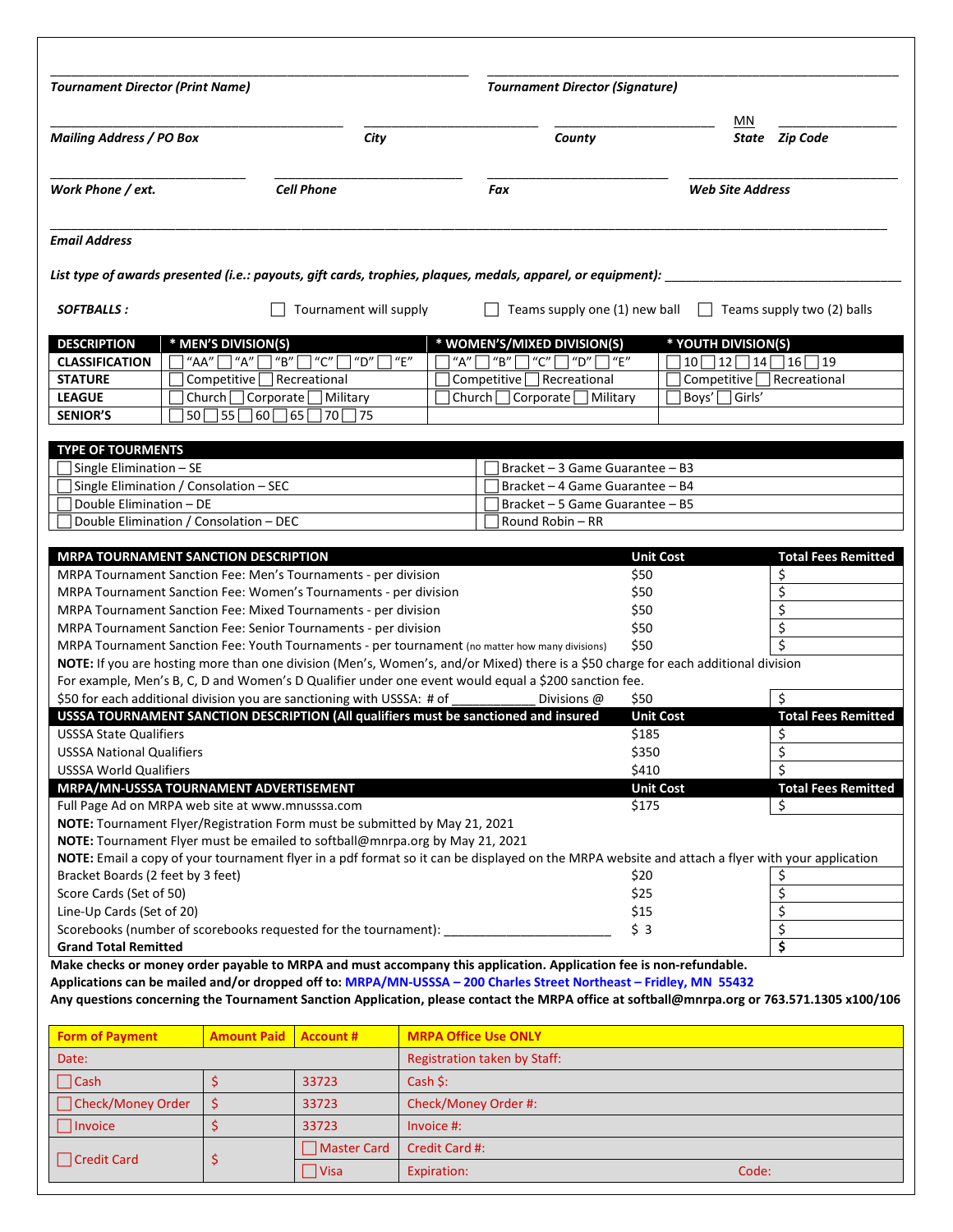_______________________________ Tournament Director (Print Name)

_______________________________ Tournament Director (Signature)

_______________________________ Mailing Address / PO Box

_______________________________ City

_______________________________ County

MN State

_______________________________ Zip Code

_______________________________ Work Phone / ext.

_______________________________ Cell Phone

_______________________________ Fax

_______________________________ Web Site Address

_______________________________ Email Address

*List type of awards presented (i.e.: payouts, gift cards, trophies, plaques, medals, apparel, or equipment):* _______________________________

**SOFTBALLS :** ☐ Tournament will supply ☐ Teams supply one (1) new ball ☐ Teams supply two (2) balls

| DESCRIPTION | * MEN'S DIVISION(S) | * WOMEN'S/MIXED DIVISION(S) | * YOUTH DIVISION(S) |
|---|---|---|---|
| CLASSIFICATION | ☐ "AA" ☐ "A" ☐ "B" ☐ "C" ☐ "D" ☐ "E" | ☐ "A" ☐ "B" ☐ "C" ☐ "D" ☐ "E" | ☐ 10 ☐ 12 ☐ 14 ☐ 16 ☐ 19 |
| STATURE | ☐ Competitive ☐ Recreational | ☐ Competitive ☐ Recreational | ☐ Competitive ☐ Recreational |
| LEAGUE | ☐ Church ☐ Corporate ☐ Military | ☐ Church ☐ Corporate ☐ Military | ☐ Boys' ☐ Girls' |
| SENIOR'S | ☐ 50 ☐ 55 ☐ 60 ☐ 65 ☐ 70 ☐ 75 | | |

| TYPE OF TOURMENTS | |
|---|---|
| ☐ Single Elimination – SE | ☐ Bracket – 3 Game Guarantee – B3 |
| ☐ Single Elimination / Consolation – SEC | ☐ Bracket – 4 Game Guarantee – B4 |
| ☐ Double Elimination – DE | ☐ Bracket – 5 Game Guarantee – B5 |
| ☐ Double Elimination / Consolation – DEC | ☐ Round Robin – RR |

| MRPA TOURNAMENT SANCTION DESCRIPTION | Unit Cost | Total Fees Remitted |
|---|---|---|
| MRPA Tournament Sanction Fee: Men's Tournaments - per division | $50 | $ |
| MRPA Tournament Sanction Fee: Women's Tournaments - per division | $50 | $ |
| MRPA Tournament Sanction Fee: Mixed Tournaments - per division | $50 | $ |
| MRPA Tournament Sanction Fee: Senior Tournaments - per division | $50 | $ |
| MRPA Tournament Sanction Fee: Youth Tournaments - per tournament (no matter how many divisions) | $50 | $ |
| **NOTE:** If you are hosting more than one division (Men's, Women's, and/or Mixed) there is a $50 charge for each additional division | | |
| For example, Men's B, C, D and Women's D Qualifier under one event would equal a $200 sanction fee. | | |
| $50 for each additional division you are sanctioning with USSSA: # of ____________ Divisions @ | $50 | $ |
| **USSSA TOURNAMENT SANCTION DESCRIPTION (All qualifiers must be sanctioned and insured** | **Unit Cost** | **Total Fees Remitted** |
| USSSA State Qualifiers | $185 | $ |
| USSSA National Qualifiers | $350 | $ |
| USSSA World Qualifiers | $410 | $ |
| **MRPA/MN-USSSA TOURNAMENT ADVERTISEMENT** | **Unit Cost** | **Total Fees Remitted** |
| Full Page Ad on MRPA web site at www.mnusssa.com | $175 | $ |
| **NOTE:** Tournament Flyer/Registration Form must be submitted by May 21, 2021 | | |
| **NOTE:** Tournament Flyer must be emailed to softball@mnrpa.org by May 21, 2021 | | |
| **NOTE:** Email a copy of your tournament flyer in a pdf format so it can be displayed on the MRPA website and attach a flyer with your application | | |
| Bracket Boards (2 feet by 3 feet) | $20 | $ |
| Score Cards (Set of 50) | $25 | $ |
| Line-Up Cards (Set of 20) | $15 | $ |
| Scorebooks (number of scorebooks requested for the tournament): _______________________ | $ 3 | $ |
| **Grand Total Remitted** | | **$** |

**Make checks or money order payable to MRPA and must accompany this application. Application fee is non-refundable.**

**Applications can be mailed and/or dropped off to: MRPA/MN-USSSA – 200 Charles Street Northeast – Fridley, MN 55432**

**Any questions concerning the Tournament Sanction Application, please contact the MRPA office at softball@mnrpa.org or 763.571.1305 x100/106**

| Form of Payment | Amount Paid | Account # | MRPA Office Use ONLY |
|---|---|---|---|
| Date: | | | Registration taken by Staff: |
| ☐ Cash | $ | 33723 | Cash $: |
| ☐ Check/Money Order | $ | 33723 | Check/Money Order #: |
| ☐ Invoice | $ | 33723 | Invoice #: |
| ☐ Credit Card | $ | ☐ Master Card | Credit Card #: |
| | | ☐ Visa | Expiration: Code: |